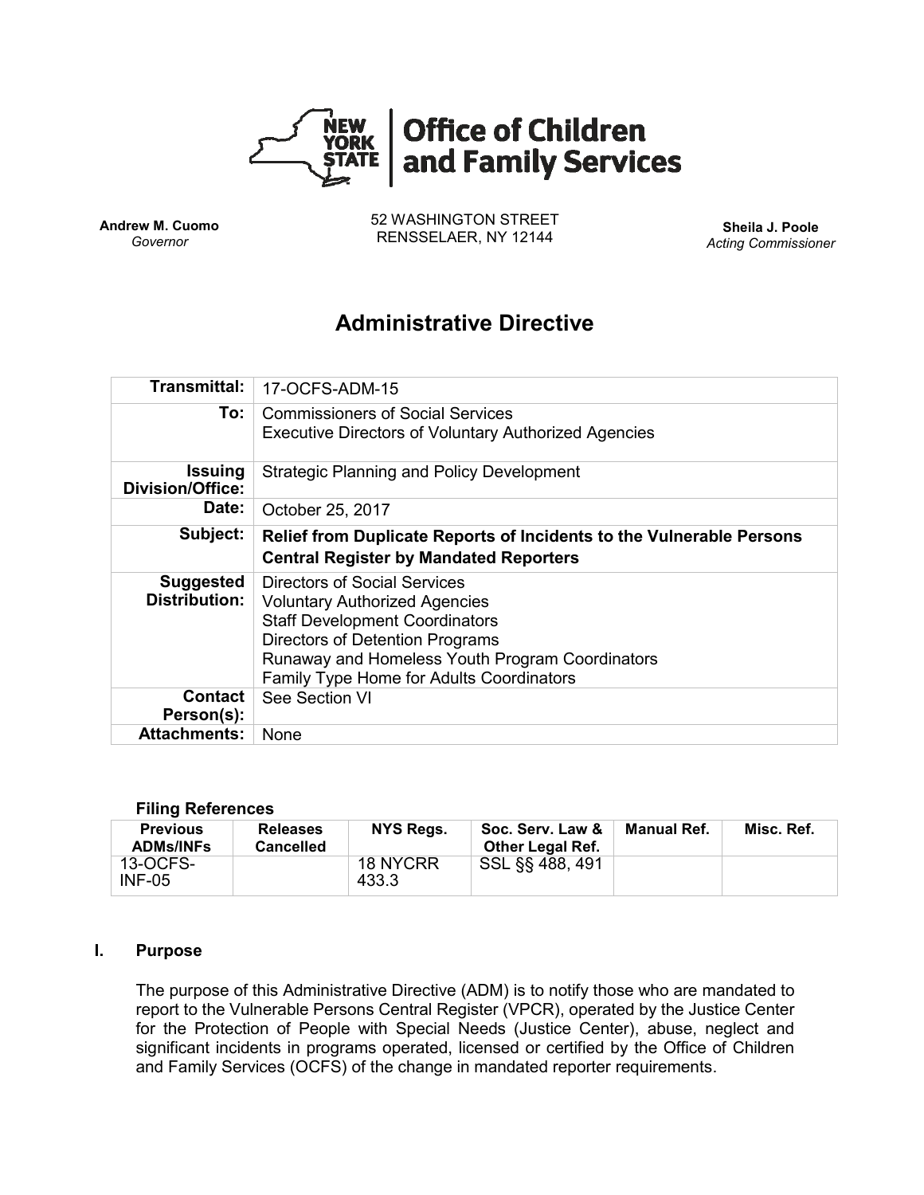**New York State Office of Children and Family Services**

**Andrew M. Cuomo**
*Governor*

52 WASHINGTON STREET
RENSSELAER, NY 12144

**Sheila J. Poole**
*Acting Commissioner*

# Administrative Directive

| | |
|---|---|
| **Transmittal:** | 17-OCFS-ADM-15 |
| **To:** | Commissioners of Social Services<br>Executive Directors of Voluntary Authorized Agencies |
| **Issuing Division/Office:** | Strategic Planning and Policy Development |
| **Date:** | October 25, 2017 |
| **Subject:** | **Relief from Duplicate Reports of Incidents to the Vulnerable Persons Central Register by Mandated Reporters** |
| **Suggested Distribution:** | Directors of Social Services<br>Voluntary Authorized Agencies<br>Staff Development Coordinators<br>Directors of Detention Programs<br>Runaway and Homeless Youth Program Coordinators<br>Family Type Home for Adults Coordinators |
| **Contact Person(s):** | See Section VI |
| **Attachments:** | None |

**Filing References**

| Previous ADMs/INFs | Releases Cancelled | NYS Regs. | Soc. Serv. Law & Other Legal Ref. | Manual Ref. | Misc. Ref. |
|---|---|---|---|---|---|
| 13-OCFS-INF-05 | | 18 NYCRR 433.3 | SSL §§ 488, 491 | | |

## I. Purpose

The purpose of this Administrative Directive (ADM) is to notify those who are mandated to report to the Vulnerable Persons Central Register (VPCR), operated by the Justice Center for the Protection of People with Special Needs (Justice Center), abuse, neglect and significant incidents in programs operated, licensed or certified by the Office of Children and Family Services (OCFS) of the change in mandated reporter requirements.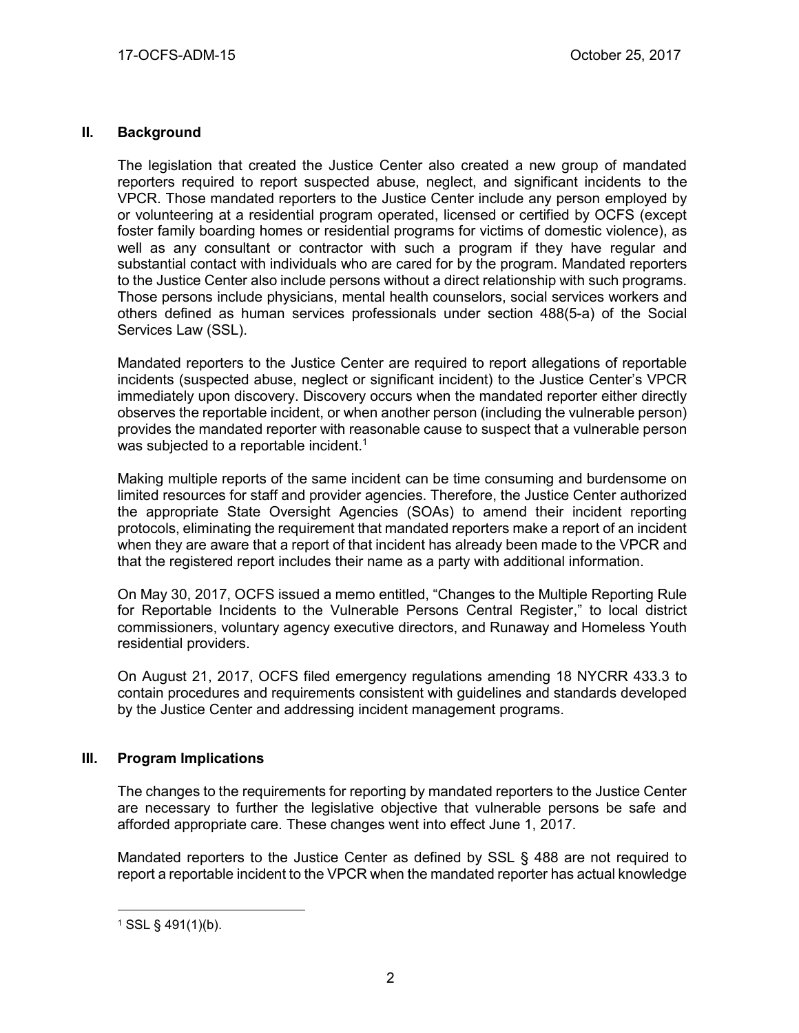## II. Background

The legislation that created the Justice Center also created a new group of mandated reporters required to report suspected abuse, neglect, and significant incidents to the VPCR. Those mandated reporters to the Justice Center include any person employed by or volunteering at a residential program operated, licensed or certified by OCFS (except foster family boarding homes or residential programs for victims of domestic violence), as well as any consultant or contractor with such a program if they have regular and substantial contact with individuals who are cared for by the program. Mandated reporters to the Justice Center also include persons without a direct relationship with such programs. Those persons include physicians, mental health counselors, social services workers and others defined as human services professionals under section 488(5-a) of the Social Services Law (SSL).

Mandated reporters to the Justice Center are required to report allegations of reportable incidents (suspected abuse, neglect or significant incident) to the Justice Center's VPCR immediately upon discovery. Discovery occurs when the mandated reporter either directly observes the reportable incident, or when another person (including the vulnerable person) provides the mandated reporter with reasonable cause to suspect that a vulnerable person was subjected to a reportable incident.[1]

Making multiple reports of the same incident can be time consuming and burdensome on limited resources for staff and provider agencies. Therefore, the Justice Center authorized the appropriate State Oversight Agencies (SOAs) to amend their incident reporting protocols, eliminating the requirement that mandated reporters make a report of an incident when they are aware that a report of that incident has already been made to the VPCR and that the registered report includes their name as a party with additional information.

On May 30, 2017, OCFS issued a memo entitled, "Changes to the Multiple Reporting Rule for Reportable Incidents to the Vulnerable Persons Central Register," to local district commissioners, voluntary agency executive directors, and Runaway and Homeless Youth residential providers.

On August 21, 2017, OCFS filed emergency regulations amending 18 NYCRR 433.3 to contain procedures and requirements consistent with guidelines and standards developed by the Justice Center and addressing incident management programs.

## III. Program Implications

The changes to the requirements for reporting by mandated reporters to the Justice Center are necessary to further the legislative objective that vulnerable persons be safe and afforded appropriate care. These changes went into effect June 1, 2017.

Mandated reporters to the Justice Center as defined by SSL § 488 are not required to report a reportable incident to the VPCR when the mandated reporter has actual knowledge

---

[1] SSL § 491(1)(b).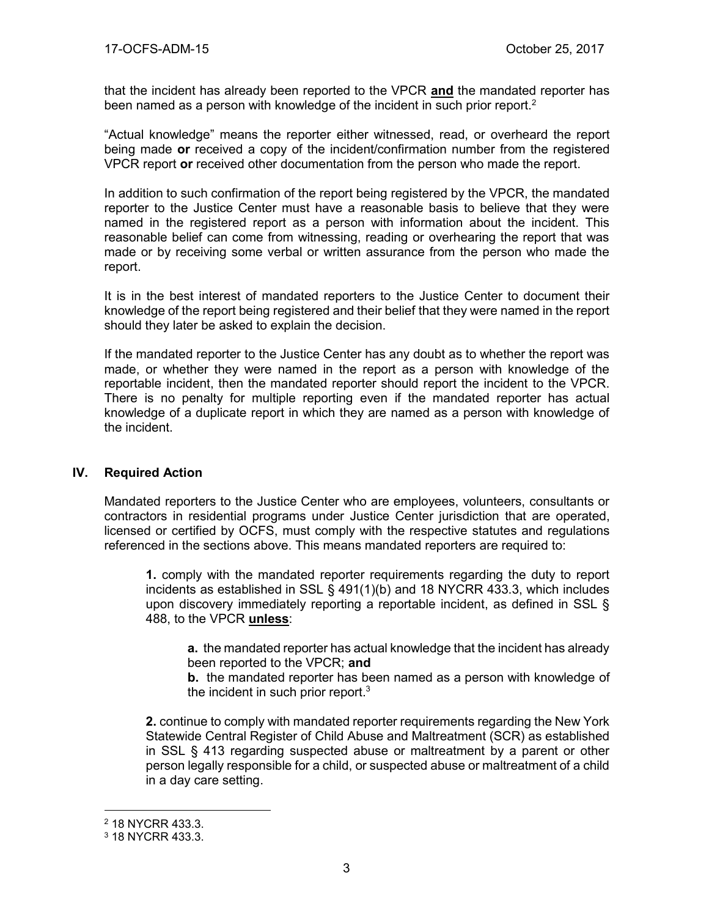that the incident has already been reported to the VPCR **and** the mandated reporter has been named as a person with knowledge of the incident in such prior report.[2]

"Actual knowledge" means the reporter either witnessed, read, or overheard the report being made **or** received a copy of the incident/confirmation number from the registered VPCR report **or** received other documentation from the person who made the report.

In addition to such confirmation of the report being registered by the VPCR, the mandated reporter to the Justice Center must have a reasonable basis to believe that they were named in the registered report as a person with information about the incident. This reasonable belief can come from witnessing, reading or overhearing the report that was made or by receiving some verbal or written assurance from the person who made the report.

It is in the best interest of mandated reporters to the Justice Center to document their knowledge of the report being registered and their belief that they were named in the report should they later be asked to explain the decision.

If the mandated reporter to the Justice Center has any doubt as to whether the report was made, or whether they were named in the report as a person with knowledge of the reportable incident, then the mandated reporter should report the incident to the VPCR. There is no penalty for multiple reporting even if the mandated reporter has actual knowledge of a duplicate report in which they are named as a person with knowledge of the incident.

## IV. Required Action

Mandated reporters to the Justice Center who are employees, volunteers, consultants or contractors in residential programs under Justice Center jurisdiction that are operated, licensed or certified by OCFS, must comply with the respective statutes and regulations referenced in the sections above. This means mandated reporters are required to:

**1.** comply with the mandated reporter requirements regarding the duty to report incidents as established in SSL § 491(1)(b) and 18 NYCRR 433.3, which includes upon discovery immediately reporting a reportable incident, as defined in SSL § 488, to the VPCR **unless**:

> **a.** the mandated reporter has actual knowledge that the incident has already been reported to the VPCR; **and**
>
> **b.** the mandated reporter has been named as a person with knowledge of the incident in such prior report.[3]

**2.** continue to comply with mandated reporter requirements regarding the New York Statewide Central Register of Child Abuse and Maltreatment (SCR) as established in SSL § 413 regarding suspected abuse or maltreatment by a parent or other person legally responsible for a child, or suspected abuse or maltreatment of a child in a day care setting.

---

[2] 18 NYCRR 433.3.

[3] 18 NYCRR 433.3.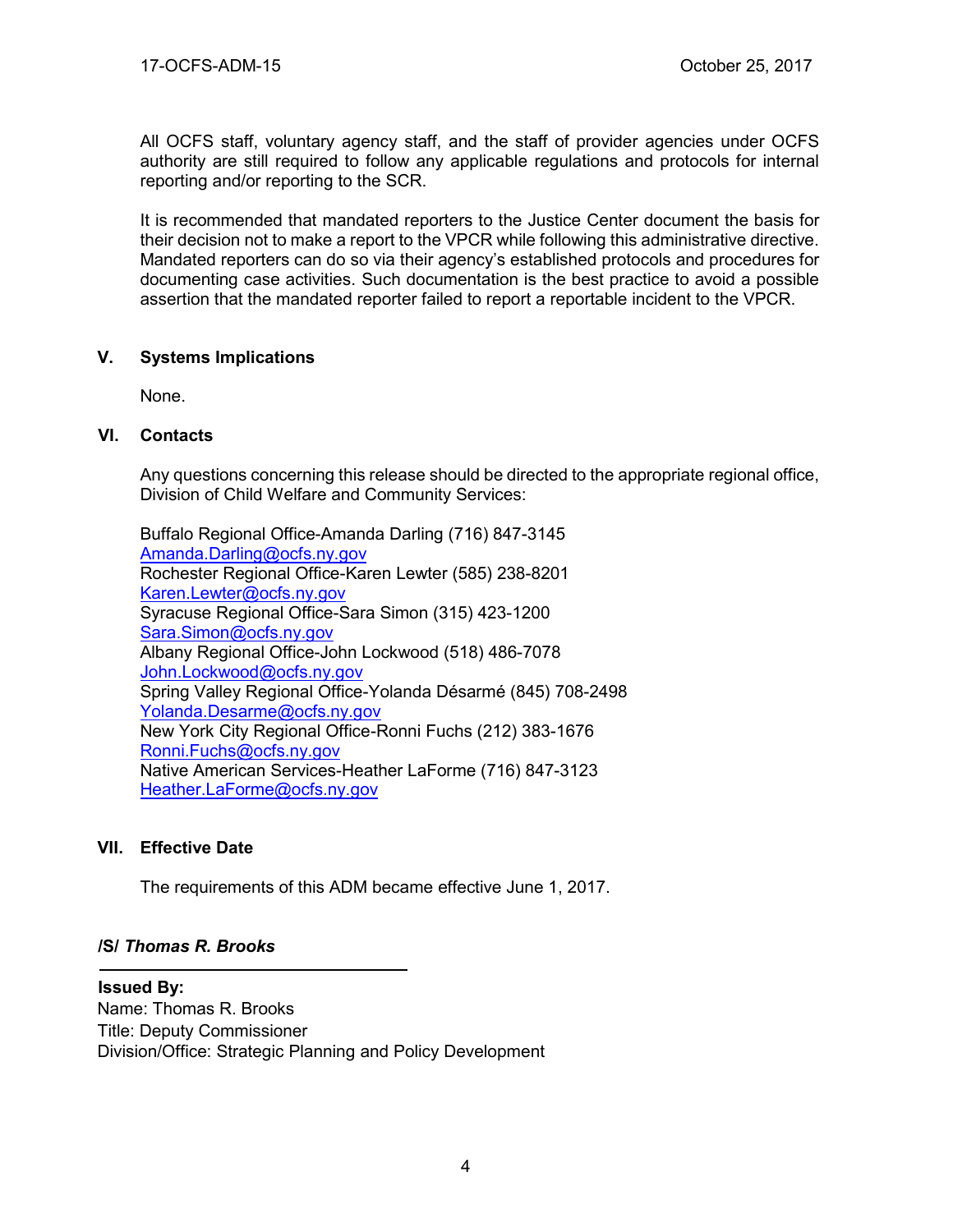All OCFS staff, voluntary agency staff, and the staff of provider agencies under OCFS authority are still required to follow any applicable regulations and protocols for internal reporting and/or reporting to the SCR.

It is recommended that mandated reporters to the Justice Center document the basis for their decision not to make a report to the VPCR while following this administrative directive. Mandated reporters can do so via their agency's established protocols and procedures for documenting case activities. Such documentation is the best practice to avoid a possible assertion that the mandated reporter failed to report a reportable incident to the VPCR.

## V. Systems Implications

None.

## VI. Contacts

Any questions concerning this release should be directed to the appropriate regional office, Division of Child Welfare and Community Services:

Buffalo Regional Office-Amanda Darling (716) 847-3145
Amanda.Darling@ocfs.ny.gov
Rochester Regional Office-Karen Lewter (585) 238-8201
Karen.Lewter@ocfs.ny.gov
Syracuse Regional Office-Sara Simon (315) 423-1200
Sara.Simon@ocfs.ny.gov
Albany Regional Office-John Lockwood (518) 486-7078
John.Lockwood@ocfs.ny.gov
Spring Valley Regional Office-Yolanda Désarmé (845) 708-2498
Yolanda.Desarme@ocfs.ny.gov
New York City Regional Office-Ronni Fuchs (212) 383-1676
Ronni.Fuchs@ocfs.ny.gov
Native American Services-Heather LaForme (716) 847-3123
Heather.LaForme@ocfs.ny.gov

## VII. Effective Date

The requirements of this ADM became effective June 1, 2017.

**/S/ *Thomas R. Brooks***

**Issued By:**
Name: Thomas R. Brooks
Title: Deputy Commissioner
Division/Office: Strategic Planning and Policy Development